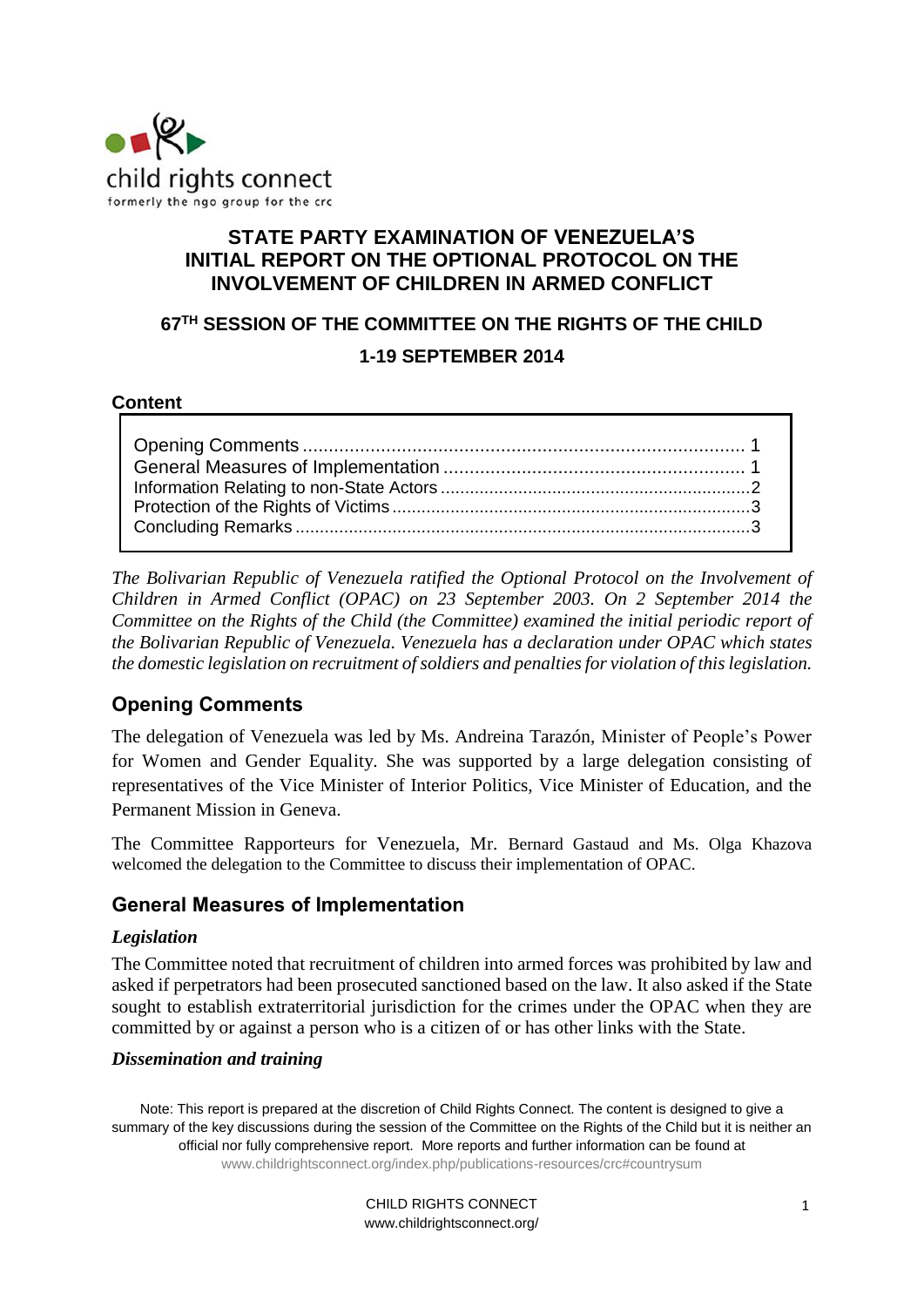child rights connect
formerly the ngo group for the crc

# STATE PARTY EXAMINATION OF VENEZUELA'S INITIAL REPORT ON THE OPTIONAL PROTOCOL ON THE INVOLVEMENT OF CHILDREN IN ARMED CONFLICT

## 67TH SESSION OF THE COMMITTEE ON THE RIGHTS OF THE CHILD

## 1-19 SEPTEMBER 2014

**Content**

- Opening Comments ..... 1
- General Measures of Implementation ..... 1
- Information Relating to non-State Actors ..... 2
- Protection of the Rights of Victims ..... 3
- Concluding Remarks ..... 3

*The Bolivarian Republic of Venezuela ratified the Optional Protocol on the Involvement of Children in Armed Conflict (OPAC) on 23 September 2003. On 2 September 2014 the Committee on the Rights of the Child (the Committee) examined the initial periodic report of the Bolivarian Republic of Venezuela. Venezuela has a declaration under OPAC which states the domestic legislation on recruitment of soldiers and penalties for violation of this legislation.*

## Opening Comments

The delegation of Venezuela was led by Ms. Andreina Tarazón, Minister of People's Power for Women and Gender Equality. She was supported by a large delegation consisting of representatives of the Vice Minister of Interior Politics, Vice Minister of Education, and the Permanent Mission in Geneva.

The Committee Rapporteurs for Venezuela, Mr. Bernard Gastaud and Ms. Olga Khazova welcomed the delegation to the Committee to discuss their implementation of OPAC.

## General Measures of Implementation

### *Legislation*

The Committee noted that recruitment of children into armed forces was prohibited by law and asked if perpetrators had been prosecuted sanctioned based on the law. It also asked if the State sought to establish extraterritorial jurisdiction for the crimes under the OPAC when they are committed by or against a person who is a citizen of or has other links with the State.

### *Dissemination and training*

Note: This report is prepared at the discretion of Child Rights Connect. The content is designed to give a summary of the key discussions during the session of the Committee on the Rights of the Child but it is neither an official nor fully comprehensive report. More reports and further information can be found at www.childrightsconnect.org/index.php/publications-resources/crc#countrysum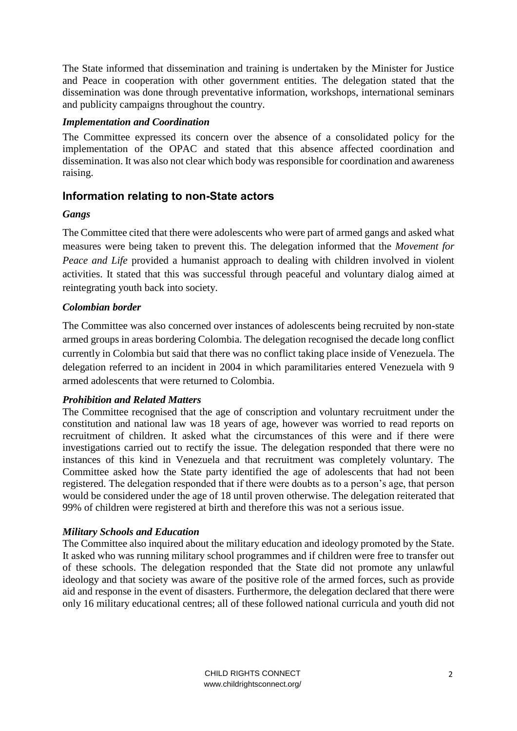The State informed that dissemination and training is undertaken by the Minister for Justice and Peace in cooperation with other government entities. The delegation stated that the dissemination was done through preventative information, workshops, international seminars and publicity campaigns throughout the country.

### *Implementation and Coordination*

The Committee expressed its concern over the absence of a consolidated policy for the implementation of the OPAC and stated that this absence affected coordination and dissemination. It was also not clear which body was responsible for coordination and awareness raising.

## Information relating to non-State actors

### *Gangs*

The Committee cited that there were adolescents who were part of armed gangs and asked what measures were being taken to prevent this. The delegation informed that the *Movement for Peace and Life* provided a humanist approach to dealing with children involved in violent activities. It stated that this was successful through peaceful and voluntary dialog aimed at reintegrating youth back into society.

### *Colombian border*

The Committee was also concerned over instances of adolescents being recruited by non-state armed groups in areas bordering Colombia. The delegation recognised the decade long conflict currently in Colombia but said that there was no conflict taking place inside of Venezuela. The delegation referred to an incident in 2004 in which paramilitaries entered Venezuela with 9 armed adolescents that were returned to Colombia.

### *Prohibition and Related Matters*

The Committee recognised that the age of conscription and voluntary recruitment under the constitution and national law was 18 years of age, however was worried to read reports on recruitment of children. It asked what the circumstances of this were and if there were investigations carried out to rectify the issue. The delegation responded that there were no instances of this kind in Venezuela and that recruitment was completely voluntary. The Committee asked how the State party identified the age of adolescents that had not been registered. The delegation responded that if there were doubts as to a person's age, that person would be considered under the age of 18 until proven otherwise. The delegation reiterated that 99% of children were registered at birth and therefore this was not a serious issue.

### *Military Schools and Education*

The Committee also inquired about the military education and ideology promoted by the State. It asked who was running military school programmes and if children were free to transfer out of these schools. The delegation responded that the State did not promote any unlawful ideology and that society was aware of the positive role of the armed forces, such as provide aid and response in the event of disasters. Furthermore, the delegation declared that there were only 16 military educational centres; all of these followed national curricula and youth did not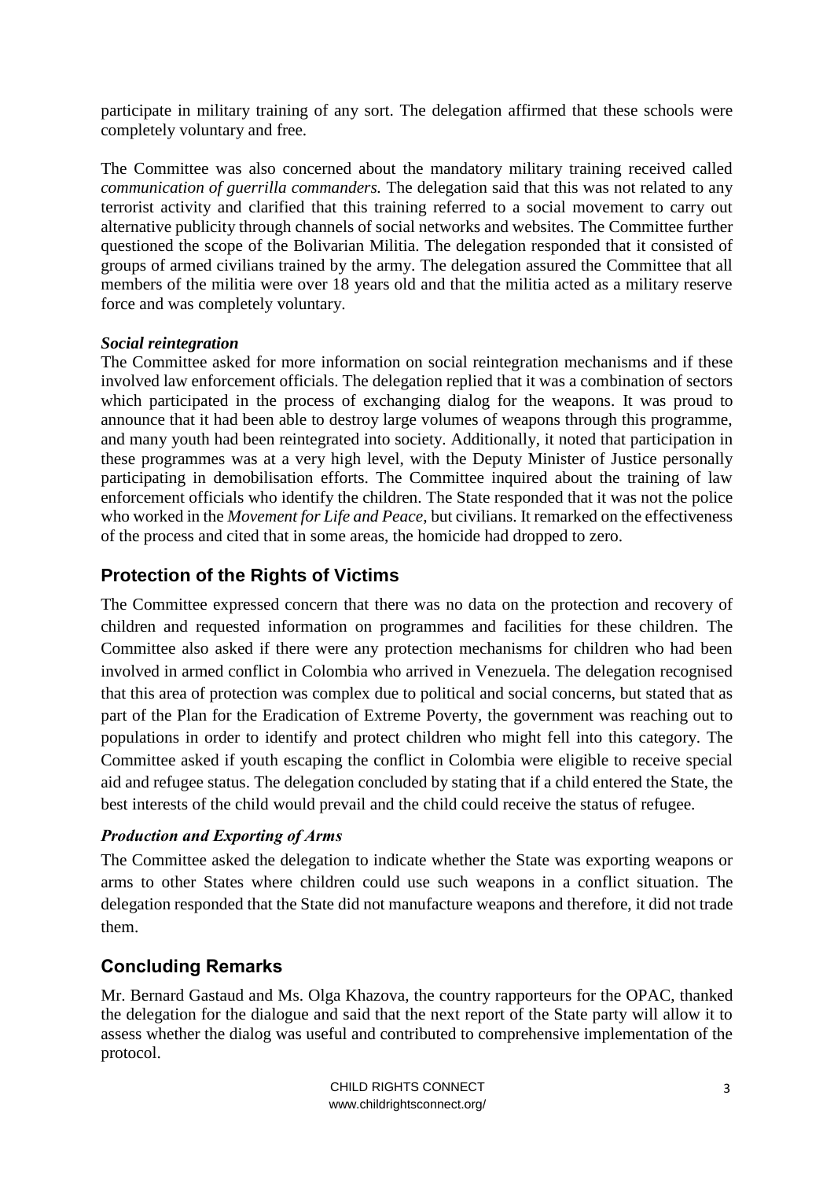participate in military training of any sort. The delegation affirmed that these schools were completely voluntary and free.

The Committee was also concerned about the mandatory military training received called *communication of guerrilla commanders.* The delegation said that this was not related to any terrorist activity and clarified that this training referred to a social movement to carry out alternative publicity through channels of social networks and websites. The Committee further questioned the scope of the Bolivarian Militia. The delegation responded that it consisted of groups of armed civilians trained by the army. The delegation assured the Committee that all members of the militia were over 18 years old and that the militia acted as a military reserve force and was completely voluntary.

### *Social reintegration*

The Committee asked for more information on social reintegration mechanisms and if these involved law enforcement officials. The delegation replied that it was a combination of sectors which participated in the process of exchanging dialog for the weapons. It was proud to announce that it had been able to destroy large volumes of weapons through this programme, and many youth had been reintegrated into society. Additionally, it noted that participation in these programmes was at a very high level, with the Deputy Minister of Justice personally participating in demobilisation efforts. The Committee inquired about the training of law enforcement officials who identify the children. The State responded that it was not the police who worked in the *Movement for Life and Peace*, but civilians. It remarked on the effectiveness of the process and cited that in some areas, the homicide had dropped to zero.

## Protection of the Rights of Victims

The Committee expressed concern that there was no data on the protection and recovery of children and requested information on programmes and facilities for these children. The Committee also asked if there were any protection mechanisms for children who had been involved in armed conflict in Colombia who arrived in Venezuela. The delegation recognised that this area of protection was complex due to political and social concerns, but stated that as part of the Plan for the Eradication of Extreme Poverty, the government was reaching out to populations in order to identify and protect children who might fell into this category. The Committee asked if youth escaping the conflict in Colombia were eligible to receive special aid and refugee status. The delegation concluded by stating that if a child entered the State, the best interests of the child would prevail and the child could receive the status of refugee.

### *Production and Exporting of Arms*

The Committee asked the delegation to indicate whether the State was exporting weapons or arms to other States where children could use such weapons in a conflict situation. The delegation responded that the State did not manufacture weapons and therefore, it did not trade them.

## Concluding Remarks

Mr. Bernard Gastaud and Ms. Olga Khazova, the country rapporteurs for the OPAC, thanked the delegation for the dialogue and said that the next report of the State party will allow it to assess whether the dialog was useful and contributed to comprehensive implementation of the protocol.